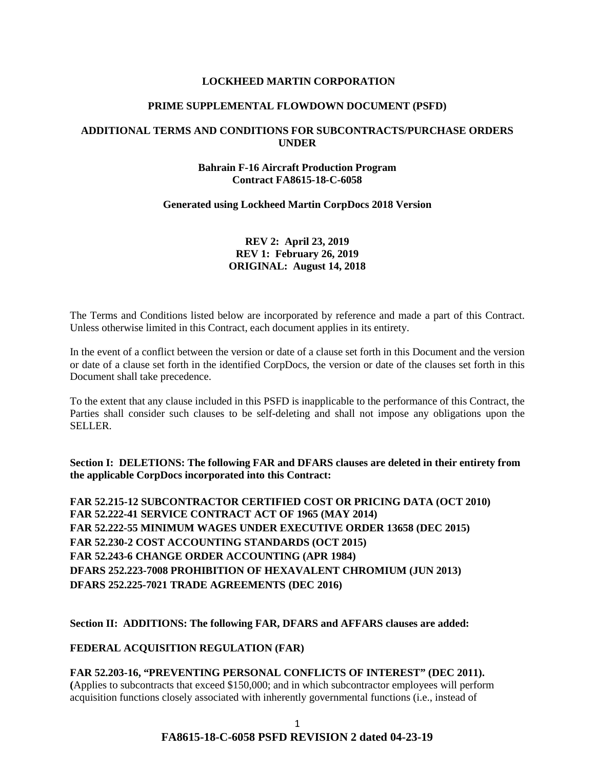**LOCKHEED MARTIN CORPORATION**

**PRIME SUPPLEMENTAL FLOWDOWN DOCUMENT (PSFD)**

**ADDITIONAL TERMS AND CONDITIONS FOR SUBCONTRACTS/PURCHASE ORDERS UNDER**

**Bahrain F-16 Aircraft Production Program**
**Contract FA8615-18-C-6058**

**Generated using Lockheed Martin CorpDocs 2018 Version**

**REV 2: April 23, 2019**
**REV 1: February 26, 2019**
**ORIGINAL: August 14, 2018**

The Terms and Conditions listed below are incorporated by reference and made a part of this Contract. Unless otherwise limited in this Contract, each document applies in its entirety.

In the event of a conflict between the version or date of a clause set forth in this Document and the version or date of a clause set forth in the identified CorpDocs, the version or date of the clauses set forth in this Document shall take precedence.

To the extent that any clause included in this PSFD is inapplicable to the performance of this Contract, the Parties shall consider such clauses to be self-deleting and shall not impose any obligations upon the SELLER.

**Section I: DELETIONS: The following FAR and DFARS clauses are deleted in their entirety from the applicable CorpDocs incorporated into this Contract:**

**FAR 52.215-12 SUBCONTRACTOR CERTIFIED COST OR PRICING DATA (OCT 2010)**
**FAR 52.222-41 SERVICE CONTRACT ACT OF 1965 (MAY 2014)**
**FAR 52.222-55 MINIMUM WAGES UNDER EXECUTIVE ORDER 13658 (DEC 2015)**
**FAR 52.230-2 COST ACCOUNTING STANDARDS (OCT 2015)**
**FAR 52.243-6 CHANGE ORDER ACCOUNTING (APR 1984)**
**DFARS 252.223-7008 PROHIBITION OF HEXAVALENT CHROMIUM (JUN 2013)**
**DFARS 252.225-7021 TRADE AGREEMENTS (DEC 2016)**

**Section II: ADDITIONS: The following FAR, DFARS and AFFARS clauses are added:**

**FEDERAL ACQUISITION REGULATION (FAR)**

**FAR 52.203-16, "PREVENTING PERSONAL CONFLICTS OF INTEREST" (DEC 2011).**
**(**Applies to subcontracts that exceed $150,000; and in which subcontractor employees will perform acquisition functions closely associated with inherently governmental functions (i.e., instead of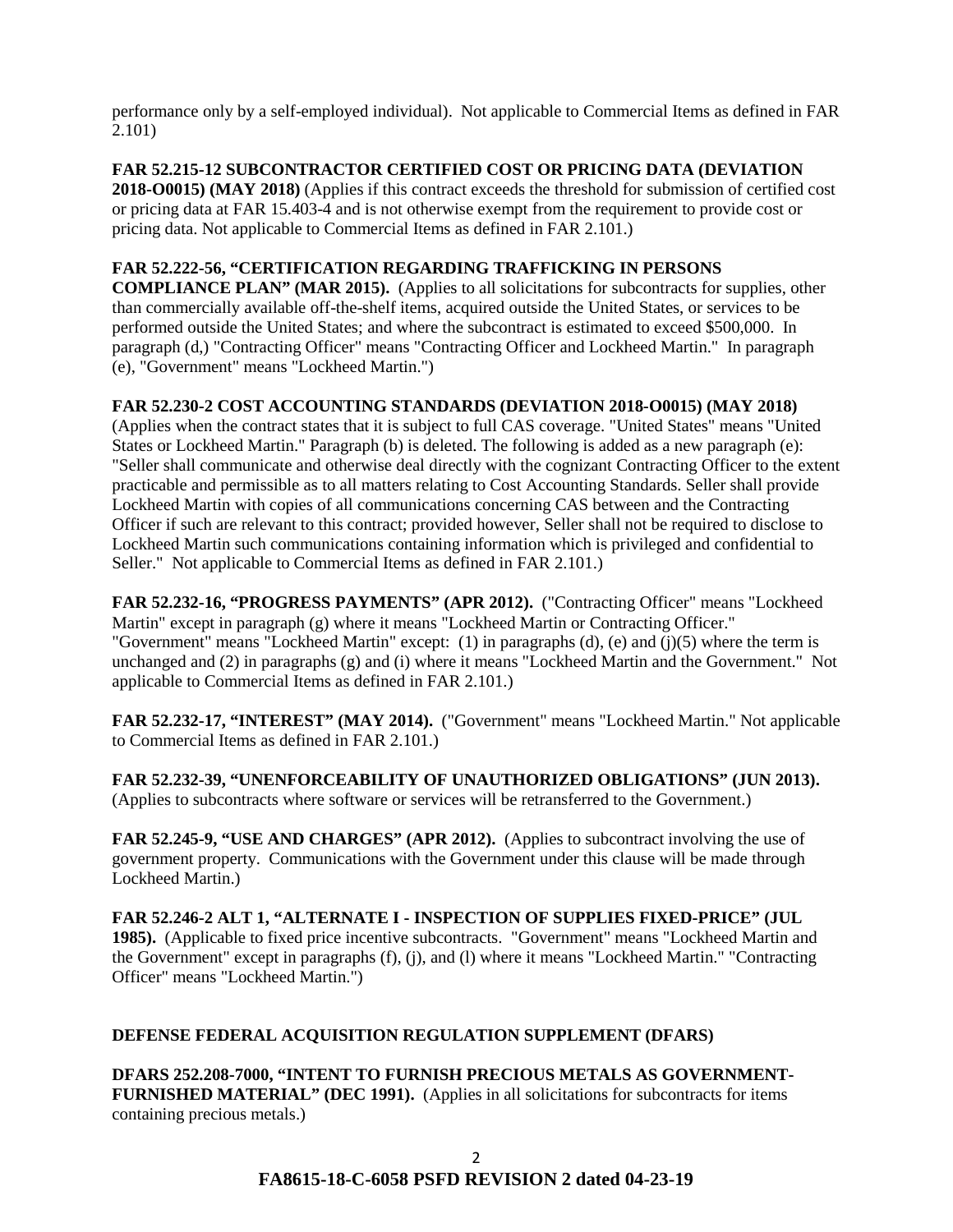performance only by a self-employed individual). Not applicable to Commercial Items as defined in FAR 2.101)

**FAR 52.215-12 SUBCONTRACTOR CERTIFIED COST OR PRICING DATA (DEVIATION 2018-O0015) (MAY 2018)** (Applies if this contract exceeds the threshold for submission of certified cost or pricing data at FAR 15.403-4 and is not otherwise exempt from the requirement to provide cost or pricing data. Not applicable to Commercial Items as defined in FAR 2.101.)

**FAR 52.222-56, "CERTIFICATION REGARDING TRAFFICKING IN PERSONS COMPLIANCE PLAN" (MAR 2015).** (Applies to all solicitations for subcontracts for supplies, other than commercially available off-the-shelf items, acquired outside the United States, or services to be performed outside the United States; and where the subcontract is estimated to exceed $500,000. In paragraph (d,) "Contracting Officer" means "Contracting Officer and Lockheed Martin." In paragraph (e), "Government" means "Lockheed Martin.")

**FAR 52.230-2 COST ACCOUNTING STANDARDS (DEVIATION 2018-O0015) (MAY 2018)** (Applies when the contract states that it is subject to full CAS coverage. "United States" means "United States or Lockheed Martin." Paragraph (b) is deleted. The following is added as a new paragraph (e): "Seller shall communicate and otherwise deal directly with the cognizant Contracting Officer to the extent practicable and permissible as to all matters relating to Cost Accounting Standards. Seller shall provide Lockheed Martin with copies of all communications concerning CAS between and the Contracting Officer if such are relevant to this contract; provided however, Seller shall not be required to disclose to Lockheed Martin such communications containing information which is privileged and confidential to Seller." Not applicable to Commercial Items as defined in FAR 2.101.)

**FAR 52.232-16, "PROGRESS PAYMENTS" (APR 2012).** ("Contracting Officer" means "Lockheed Martin" except in paragraph (g) where it means "Lockheed Martin or Contracting Officer." "Government" means "Lockheed Martin" except: (1) in paragraphs (d), (e) and (j)(5) where the term is unchanged and (2) in paragraphs (g) and (i) where it means "Lockheed Martin and the Government." Not applicable to Commercial Items as defined in FAR 2.101.)

**FAR 52.232-17, "INTEREST" (MAY 2014).** ("Government" means "Lockheed Martin." Not applicable to Commercial Items as defined in FAR 2.101.)

**FAR 52.232-39, "UNENFORCEABILITY OF UNAUTHORIZED OBLIGATIONS" (JUN 2013).** (Applies to subcontracts where software or services will be retransferred to the Government.)

**FAR 52.245-9, "USE AND CHARGES" (APR 2012).** (Applies to subcontract involving the use of government property. Communications with the Government under this clause will be made through Lockheed Martin.)

**FAR 52.246-2 ALT 1, "ALTERNATE I - INSPECTION OF SUPPLIES FIXED-PRICE" (JUL 1985).** (Applicable to fixed price incentive subcontracts. "Government" means "Lockheed Martin and the Government" except in paragraphs (f), (j), and (l) where it means "Lockheed Martin." "Contracting Officer" means "Lockheed Martin.")

## DEFENSE FEDERAL ACQUISITION REGULATION SUPPLEMENT (DFARS)

**DFARS 252.208-7000, "INTENT TO FURNISH PRECIOUS METALS AS GOVERNMENT-FURNISHED MATERIAL" (DEC 1991).** (Applies in all solicitations for subcontracts for items containing precious metals.)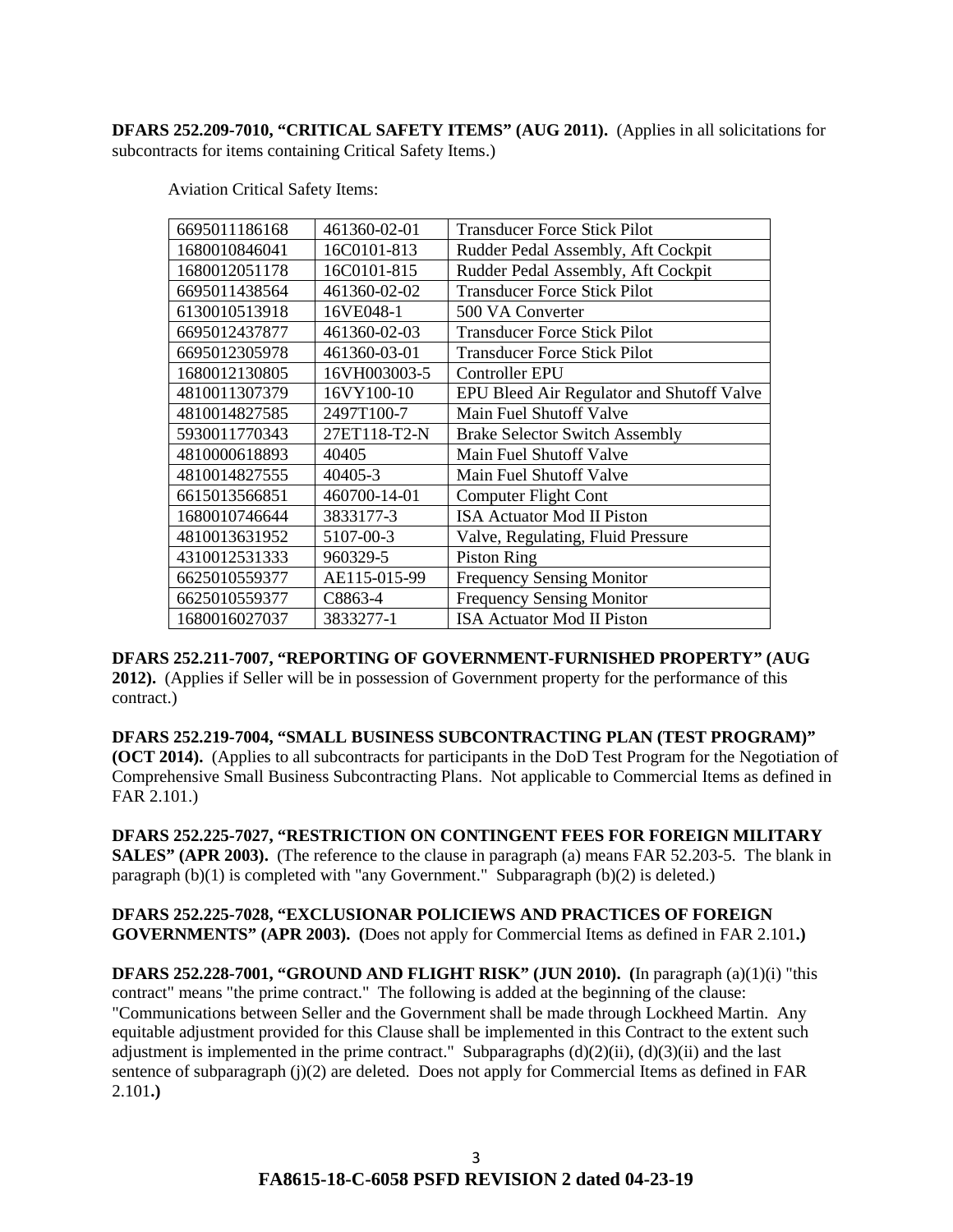**DFARS 252.209-7010, "CRITICAL SAFETY ITEMS" (AUG 2011).** (Applies in all solicitations for subcontracts for items containing Critical Safety Items.)

Aviation Critical Safety Items:

| | | |
|---|---|---|
| 6695011186168 | 461360-02-01 | Transducer Force Stick Pilot |
| 1680010846041 | 16C0101-813 | Rudder Pedal Assembly, Aft Cockpit |
| 1680012051178 | 16C0101-815 | Rudder Pedal Assembly, Aft Cockpit |
| 6695011438564 | 461360-02-02 | Transducer Force Stick Pilot |
| 6130010513918 | 16VE048-1 | 500 VA Converter |
| 6695012437877 | 461360-02-03 | Transducer Force Stick Pilot |
| 6695012305978 | 461360-03-01 | Transducer Force Stick Pilot |
| 1680012130805 | 16VH003003-5 | Controller EPU |
| 4810011307379 | 16VY100-10 | EPU Bleed Air Regulator and Shutoff Valve |
| 4810014827585 | 2497T100-7 | Main Fuel Shutoff Valve |
| 5930011770343 | 27ET118-T2-N | Brake Selector Switch Assembly |
| 4810000618893 | 40405 | Main Fuel Shutoff Valve |
| 4810014827555 | 40405-3 | Main Fuel Shutoff Valve |
| 6615013566851 | 460700-14-01 | Computer Flight Cont |
| 1680010746644 | 3833177-3 | ISA Actuator Mod II Piston |
| 4810013631952 | 5107-00-3 | Valve, Regulating, Fluid Pressure |
| 4310012531333 | 960329-5 | Piston Ring |
| 6625010559377 | AE115-015-99 | Frequency Sensing Monitor |
| 6625010559377 | C8863-4 | Frequency Sensing Monitor |
| 1680016027037 | 3833277-1 | ISA Actuator Mod II Piston |

**DFARS 252.211-7007, "REPORTING OF GOVERNMENT-FURNISHED PROPERTY" (AUG 2012).** (Applies if Seller will be in possession of Government property for the performance of this contract.)

**DFARS 252.219-7004, "SMALL BUSINESS SUBCONTRACTING PLAN (TEST PROGRAM)" (OCT 2014).** (Applies to all subcontracts for participants in the DoD Test Program for the Negotiation of Comprehensive Small Business Subcontracting Plans. Not applicable to Commercial Items as defined in FAR 2.101.)

**DFARS 252.225-7027, "RESTRICTION ON CONTINGENT FEES FOR FOREIGN MILITARY SALES" (APR 2003).** (The reference to the clause in paragraph (a) means FAR 52.203-5. The blank in paragraph (b)(1) is completed with "any Government." Subparagraph (b)(2) is deleted.)

**DFARS 252.225-7028, "EXCLUSIONAR POLICIEWS AND PRACTICES OF FOREIGN GOVERNMENTS" (APR 2003). (**Does not apply for Commercial Items as defined in FAR 2.101**.)**

**DFARS 252.228-7001, "GROUND AND FLIGHT RISK" (JUN 2010). (**In paragraph (a)(1)(i) "this contract" means "the prime contract." The following is added at the beginning of the clause: "Communications between Seller and the Government shall be made through Lockheed Martin. Any equitable adjustment provided for this Clause shall be implemented in this Contract to the extent such adjustment is implemented in the prime contract." Subparagraphs (d)(2)(ii), (d)(3)(ii) and the last sentence of subparagraph (j)(2) are deleted. Does not apply for Commercial Items as defined in FAR 2.101**.)**

**FA8615-18-C-6058 PSFD REVISION 2 dated 04-23-19**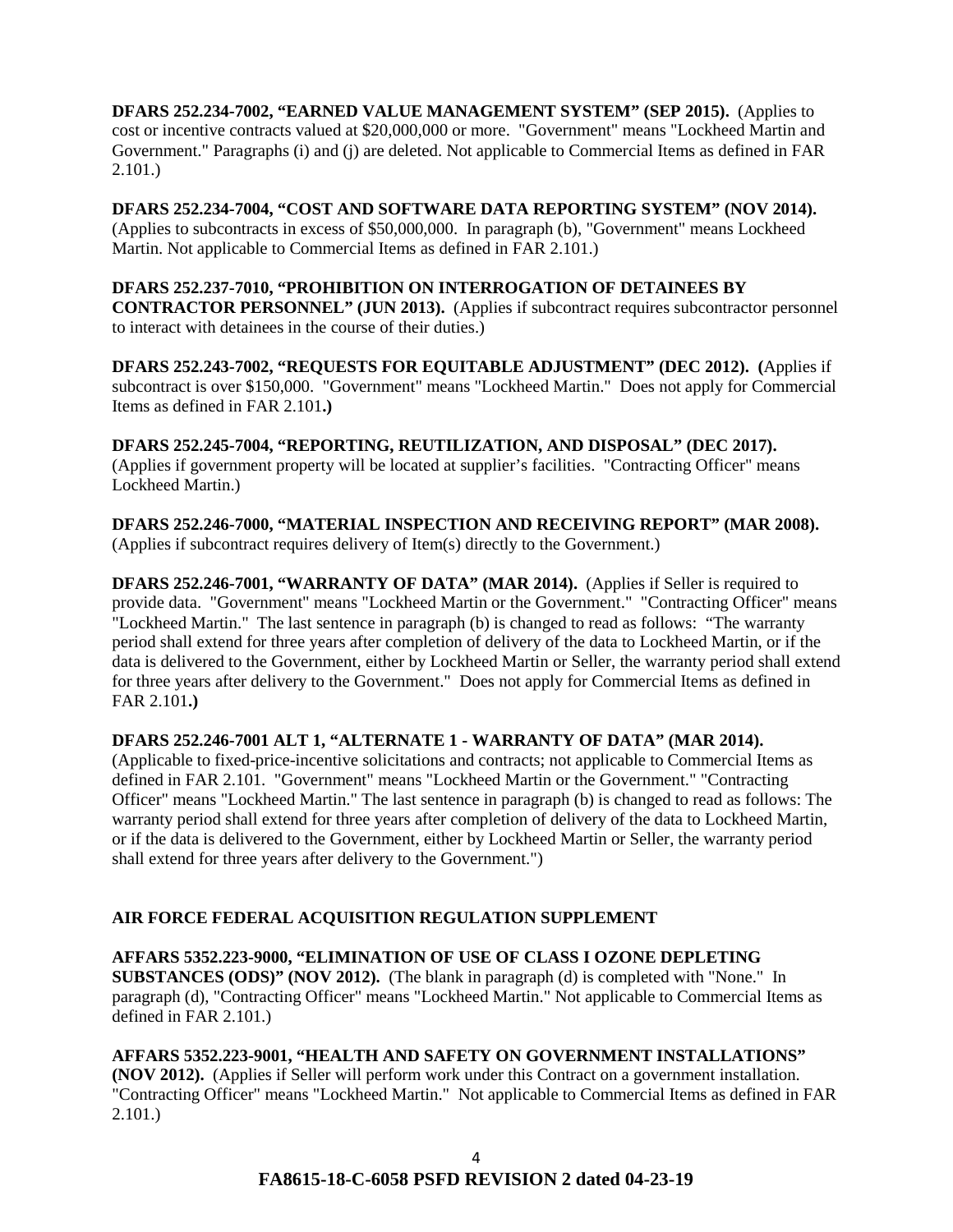**DFARS 252.234-7002, "EARNED VALUE MANAGEMENT SYSTEM" (SEP 2015).** (Applies to cost or incentive contracts valued at $20,000,000 or more. "Government" means "Lockheed Martin and Government." Paragraphs (i) and (j) are deleted. Not applicable to Commercial Items as defined in FAR 2.101.)

**DFARS 252.234-7004, "COST AND SOFTWARE DATA REPORTING SYSTEM" (NOV 2014).** (Applies to subcontracts in excess of $50,000,000. In paragraph (b), "Government" means Lockheed Martin. Not applicable to Commercial Items as defined in FAR 2.101.)

**DFARS 252.237-7010, "PROHIBITION ON INTERROGATION OF DETAINEES BY CONTRACTOR PERSONNEL" (JUN 2013).** (Applies if subcontract requires subcontractor personnel to interact with detainees in the course of their duties.)

**DFARS 252.243-7002, "REQUESTS FOR EQUITABLE ADJUSTMENT" (DEC 2012). (**Applies if subcontract is over $150,000. "Government" means "Lockheed Martin." Does not apply for Commercial Items as defined in FAR 2.101**.)**

**DFARS 252.245-7004, "REPORTING, REUTILIZATION, AND DISPOSAL" (DEC 2017).** (Applies if government property will be located at supplier's facilities. "Contracting Officer" means Lockheed Martin.)

**DFARS 252.246-7000, "MATERIAL INSPECTION AND RECEIVING REPORT" (MAR 2008).** (Applies if subcontract requires delivery of Item(s) directly to the Government.)

**DFARS 252.246-7001, "WARRANTY OF DATA" (MAR 2014).** (Applies if Seller is required to provide data. "Government" means "Lockheed Martin or the Government." "Contracting Officer" means "Lockheed Martin." The last sentence in paragraph (b) is changed to read as follows: "The warranty period shall extend for three years after completion of delivery of the data to Lockheed Martin, or if the data is delivered to the Government, either by Lockheed Martin or Seller, the warranty period shall extend for three years after delivery to the Government." Does not apply for Commercial Items as defined in FAR 2.101**.)**

**DFARS 252.246-7001 ALT 1, "ALTERNATE 1 - WARRANTY OF DATA" (MAR 2014).** (Applicable to fixed-price-incentive solicitations and contracts; not applicable to Commercial Items as defined in FAR 2.101. "Government" means "Lockheed Martin or the Government." "Contracting Officer" means "Lockheed Martin." The last sentence in paragraph (b) is changed to read as follows: The warranty period shall extend for three years after completion of delivery of the data to Lockheed Martin, or if the data is delivered to the Government, either by Lockheed Martin or Seller, the warranty period shall extend for three years after delivery to the Government.")

## AIR FORCE FEDERAL ACQUISITION REGULATION SUPPLEMENT

**AFFARS 5352.223-9000, "ELIMINATION OF USE OF CLASS I OZONE DEPLETING SUBSTANCES (ODS)" (NOV 2012).** (The blank in paragraph (d) is completed with "None." In paragraph (d), "Contracting Officer" means "Lockheed Martin." Not applicable to Commercial Items as defined in FAR 2.101.)

**AFFARS 5352.223-9001, "HEALTH AND SAFETY ON GOVERNMENT INSTALLATIONS" (NOV 2012).** (Applies if Seller will perform work under this Contract on a government installation. "Contracting Officer" means "Lockheed Martin." Not applicable to Commercial Items as defined in FAR 2.101.)

**FA8615-18-C-6058 PSFD REVISION 2 dated 04-23-19**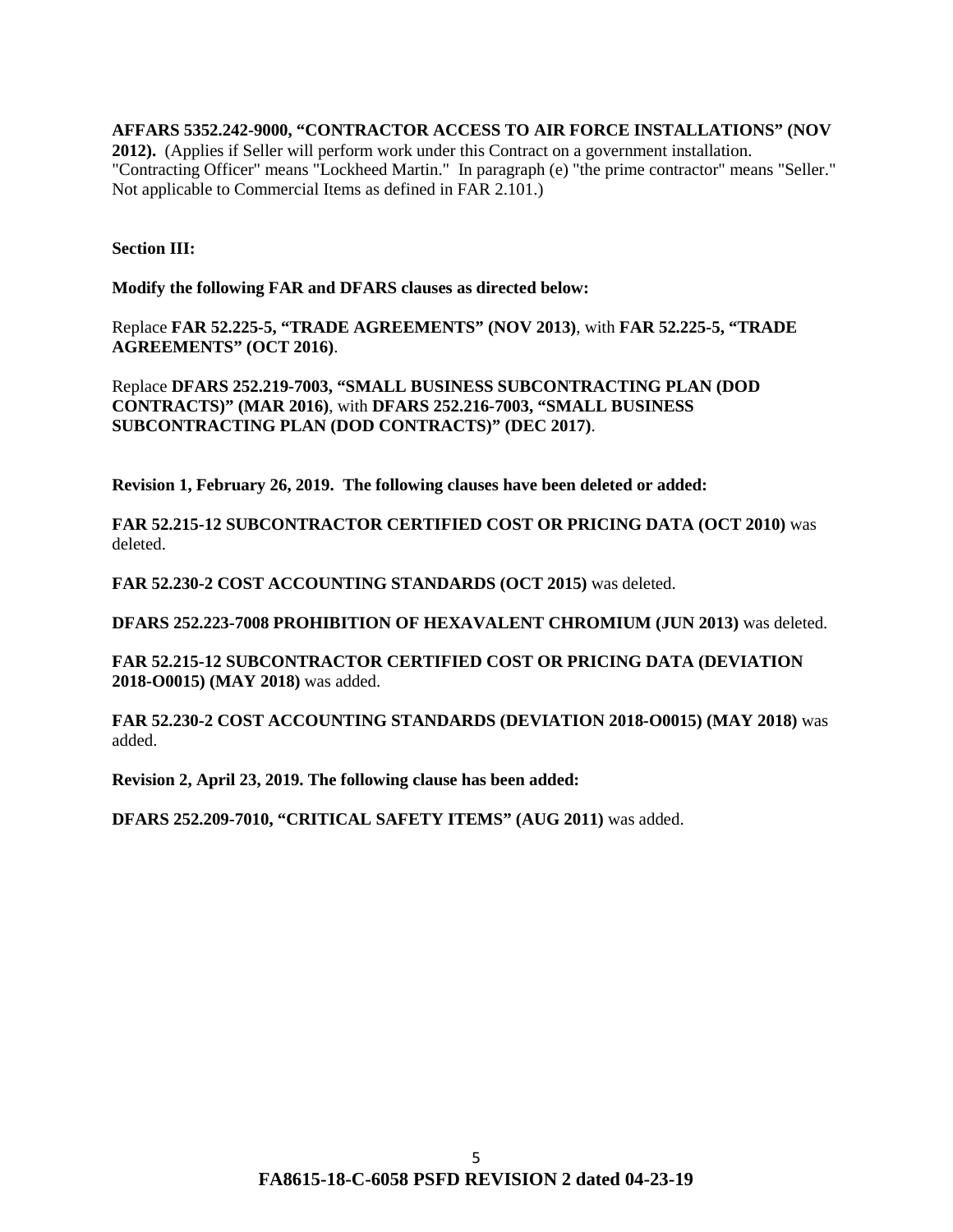**AFFARS 5352.242-9000, "CONTRACTOR ACCESS TO AIR FORCE INSTALLATIONS" (NOV 2012).** (Applies if Seller will perform work under this Contract on a government installation. "Contracting Officer" means "Lockheed Martin." In paragraph (e) "the prime contractor" means "Seller." Not applicable to Commercial Items as defined in FAR 2.101.)

**Section III:**

**Modify the following FAR and DFARS clauses as directed below:**

Replace **FAR 52.225-5, "TRADE AGREEMENTS" (NOV 2013)**, with **FAR 52.225-5, "TRADE AGREEMENTS" (OCT 2016)**.

Replace **DFARS 252.219-7003, "SMALL BUSINESS SUBCONTRACTING PLAN (DOD CONTRACTS)" (MAR 2016)**, with **DFARS 252.216-7003, "SMALL BUSINESS SUBCONTRACTING PLAN (DOD CONTRACTS)" (DEC 2017)**.

**Revision 1, February 26, 2019. The following clauses have been deleted or added:**

**FAR 52.215-12 SUBCONTRACTOR CERTIFIED COST OR PRICING DATA (OCT 2010)** was deleted.

**FAR 52.230-2 COST ACCOUNTING STANDARDS (OCT 2015)** was deleted.

**DFARS 252.223-7008 PROHIBITION OF HEXAVALENT CHROMIUM (JUN 2013)** was deleted.

**FAR 52.215-12 SUBCONTRACTOR CERTIFIED COST OR PRICING DATA (DEVIATION 2018-O0015) (MAY 2018)** was added.

**FAR 52.230-2 COST ACCOUNTING STANDARDS (DEVIATION 2018-O0015) (MAY 2018)** was added.

**Revision 2, April 23, 2019. The following clause has been added:**

**DFARS 252.209-7010, "CRITICAL SAFETY ITEMS" (AUG 2011)** was added.